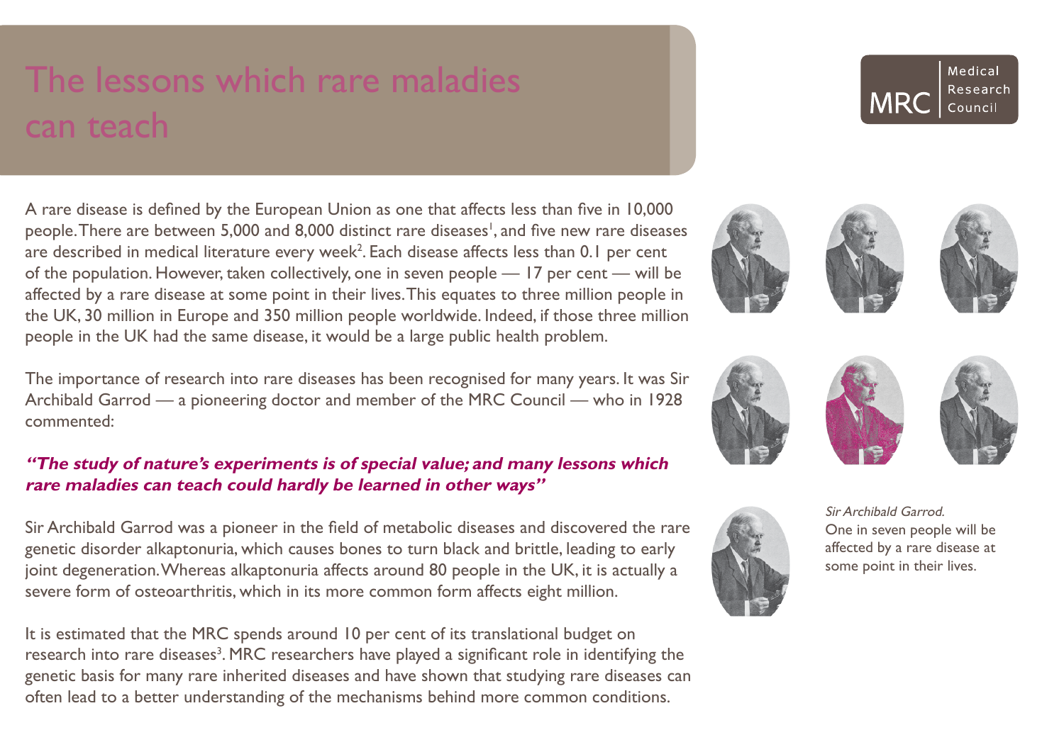# The lessons which rare maladies can teach

Medical Research Council

A rare disease is defined by the European Union as one that affects less than five in 10,000 people. There are between 5,000 and 8,000 distinct rare diseases[1], and five new rare diseases are described in medical literature every week[2]. Each disease affects less than 0.1 per cent of the population. However, taken collectively, one in seven people — 17 per cent — will be affected by a rare disease at some point in their lives. This equates to three million people in the UK, 30 million in Europe and 350 million people worldwide. Indeed, if those three million people in the UK had the same disease, it would be a large public health problem.

The importance of research into rare diseases has been recognised for many years. It was Sir Archibald Garrod — a pioneering doctor and member of the MRC Council — who in 1928 commented:

***"The study of nature's experiments is of special value; and many lessons which rare maladies can teach could hardly be learned in other ways"***

Sir Archibald Garrod was a pioneer in the field of metabolic diseases and discovered the rare genetic disorder alkaptonuria, which causes bones to turn black and brittle, leading to early joint degeneration. Whereas alkaptonuria affects around 80 people in the UK, it is actually a severe form of osteoarthritis, which in its more common form affects eight million.

It is estimated that the MRC spends around 10 per cent of its translational budget on research into rare diseases[3]. MRC researchers have played a significant role in identifying the genetic basis for many rare inherited diseases and have shown that studying rare diseases can often lead to a better understanding of the mechanisms behind more common conditions.

*Sir Archibald Garrod.*
One in seven people will be affected by a rare disease at some point in their lives.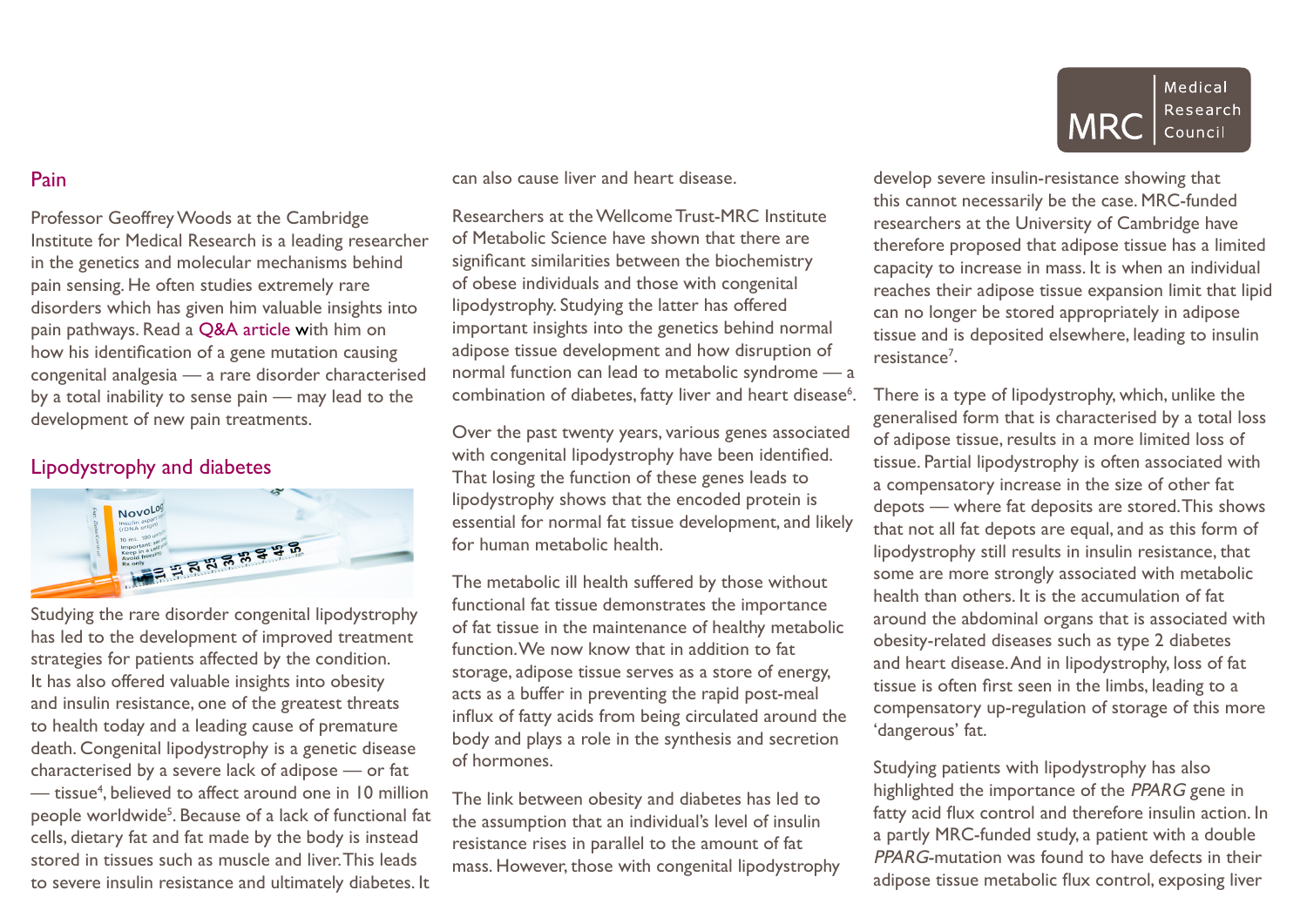## Pain

Professor Geoffrey Woods at the Cambridge Institute for Medical Research is a leading researcher in the genetics and molecular mechanisms behind pain sensing. He often studies extremely rare disorders which has given him valuable insights into pain pathways. Read a Q&A article with him on how his identification of a gene mutation causing congenital analgesia — a rare disorder characterised by a total inability to sense pain — may lead to the development of new pain treatments.

## Lipodystrophy and diabetes

Studying the rare disorder congenital lipodystrophy has led to the development of improved treatment strategies for patients affected by the condition. It has also offered valuable insights into obesity and insulin resistance, one of the greatest threats to health today and a leading cause of premature death. Congenital lipodystrophy is a genetic disease characterised by a severe lack of adipose — or fat — tissue[4], believed to affect around one in 10 million people worldwide[5]. Because of a lack of functional fat cells, dietary fat and fat made by the body is instead stored in tissues such as muscle and liver. This leads to severe insulin resistance and ultimately diabetes. It can also cause liver and heart disease.

Researchers at the Wellcome Trust-MRC Institute of Metabolic Science have shown that there are significant similarities between the biochemistry of obese individuals and those with congenital lipodystrophy. Studying the latter has offered important insights into the genetics behind normal adipose tissue development and how disruption of normal function can lead to metabolic syndrome — a combination of diabetes, fatty liver and heart disease[6].

Over the past twenty years, various genes associated with congenital lipodystrophy have been identified. That losing the function of these genes leads to lipodystrophy shows that the encoded protein is essential for normal fat tissue development, and likely for human metabolic health.

The metabolic ill health suffered by those without functional fat tissue demonstrates the importance of fat tissue in the maintenance of healthy metabolic function. We now know that in addition to fat storage, adipose tissue serves as a store of energy, acts as a buffer in preventing the rapid post-meal influx of fatty acids from being circulated around the body and plays a role in the synthesis and secretion of hormones.

The link between obesity and diabetes has led to the assumption that an individual's level of insulin resistance rises in parallel to the amount of fat mass. However, those with congenital lipodystrophy develop severe insulin-resistance showing that this cannot necessarily be the case. MRC-funded researchers at the University of Cambridge have therefore proposed that adipose tissue has a limited capacity to increase in mass. It is when an individual reaches their adipose tissue expansion limit that lipid can no longer be stored appropriately in adipose tissue and is deposited elsewhere, leading to insulin resistance[7].

There is a type of lipodystrophy, which, unlike the generalised form that is characterised by a total loss of adipose tissue, results in a more limited loss of tissue. Partial lipodystrophy is often associated with a compensatory increase in the size of other fat depots — where fat deposits are stored. This shows that not all fat depots are equal, and as this form of lipodystrophy still results in insulin resistance, that some are more strongly associated with metabolic health than others. It is the accumulation of fat around the abdominal organs that is associated with obesity-related diseases such as type 2 diabetes and heart disease. And in lipodystrophy, loss of fat tissue is often first seen in the limbs, leading to a compensatory up-regulation of storage of this more 'dangerous' fat.

Studying patients with lipodystrophy has also highlighted the importance of the *PPARG* gene in fatty acid flux control and therefore insulin action. In a partly MRC-funded study, a patient with a double *PPARG*-mutation was found to have defects in their adipose tissue metabolic flux control, exposing liver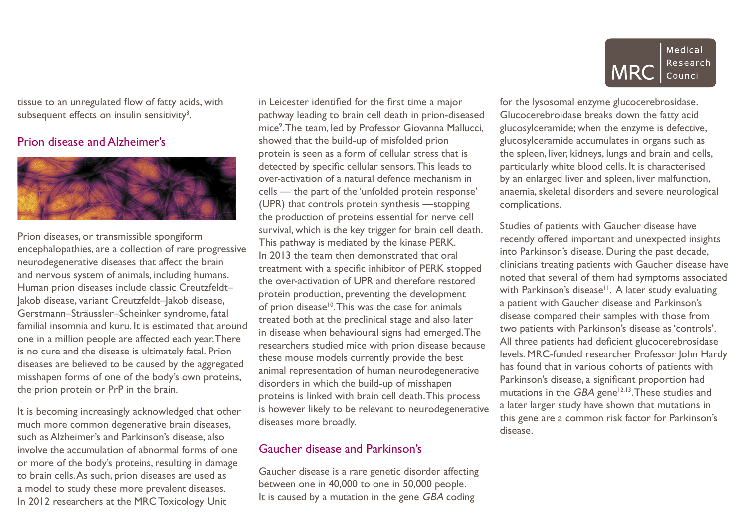tissue to an unregulated flow of fatty acids, with subsequent effects on insulin sensitivity[8].

## Prion disease and Alzheimer's

Prion diseases, or transmissible spongiform encephalopathies, are a collection of rare progressive neurodegenerative diseases that affect the brain and nervous system of animals, including humans. Human prion diseases include classic Creutzfeldt–Jakob disease, variant Creutzfeldt–Jakob disease, Gerstmann–Sträussler–Scheinker syndrome, fatal familial insomnia and kuru. It is estimated that around one in a million people are affected each year. There is no cure and the disease is ultimately fatal. Prion diseases are believed to be caused by the aggregated misshapen forms of one of the body's own proteins, the prion protein or PrP in the brain.

It is becoming increasingly acknowledged that other much more common degenerative brain diseases, such as Alzheimer's and Parkinson's disease, also involve the accumulation of abnormal forms of one or more of the body's proteins, resulting in damage to brain cells. As such, prion diseases are used as a model to study these more prevalent diseases. In 2012 researchers at the MRC Toxicology Unit in Leicester identified for the first time a major pathway leading to brain cell death in prion-diseased mice[9]. The team, led by Professor Giovanna Mallucci, showed that the build-up of misfolded prion protein is seen as a form of cellular stress that is detected by specific cellular sensors. This leads to over-activation of a natural defence mechanism in cells — the part of the 'unfolded protein response' (UPR) that controls protein synthesis —stopping the production of proteins essential for nerve cell survival, which is the key trigger for brain cell death. This pathway is mediated by the kinase PERK. In 2013 the team then demonstrated that oral treatment with a specific inhibitor of PERK stopped the over-activation of UPR and therefore restored protein production, preventing the development of prion disease[10]. This was the case for animals treated both at the preclinical stage and also later in disease when behavioural signs had emerged. The researchers studied mice with prion disease because these mouse models currently provide the best animal representation of human neurodegenerative disorders in which the build-up of misshapen proteins is linked with brain cell death. This process is however likely to be relevant to neurodegenerative diseases more broadly.

## Gaucher disease and Parkinson's

Gaucher disease is a rare genetic disorder affecting between one in 40,000 to one in 50,000 people. It is caused by a mutation in the gene *GBA* coding for the lysosomal enzyme glucocerebrosidase. Glucocerebroidase breaks down the fatty acid glucosylceramide; when the enzyme is defective, glucosylceramide accumulates in organs such as the spleen, liver, kidneys, lungs and brain and cells, particularly white blood cells. It is characterised by an enlarged liver and spleen, liver malfunction, anaemia, skeletal disorders and severe neurological complications.

Studies of patients with Gaucher disease have recently offered important and unexpected insights into Parkinson's disease. During the past decade, clinicians treating patients with Gaucher disease have noted that several of them had symptoms associated with Parkinson's disease[11]. A later study evaluating a patient with Gaucher disease and Parkinson's disease compared their samples with those from two patients with Parkinson's disease as 'controls'. All three patients had deficient glucocerebrosidase levels. MRC-funded researcher Professor John Hardy has found that in various cohorts of patients with Parkinson's disease, a significant proportion had mutations in the *GBA* gene[12,13]. These studies and a later larger study have shown that mutations in this gene are a common risk factor for Parkinson's disease.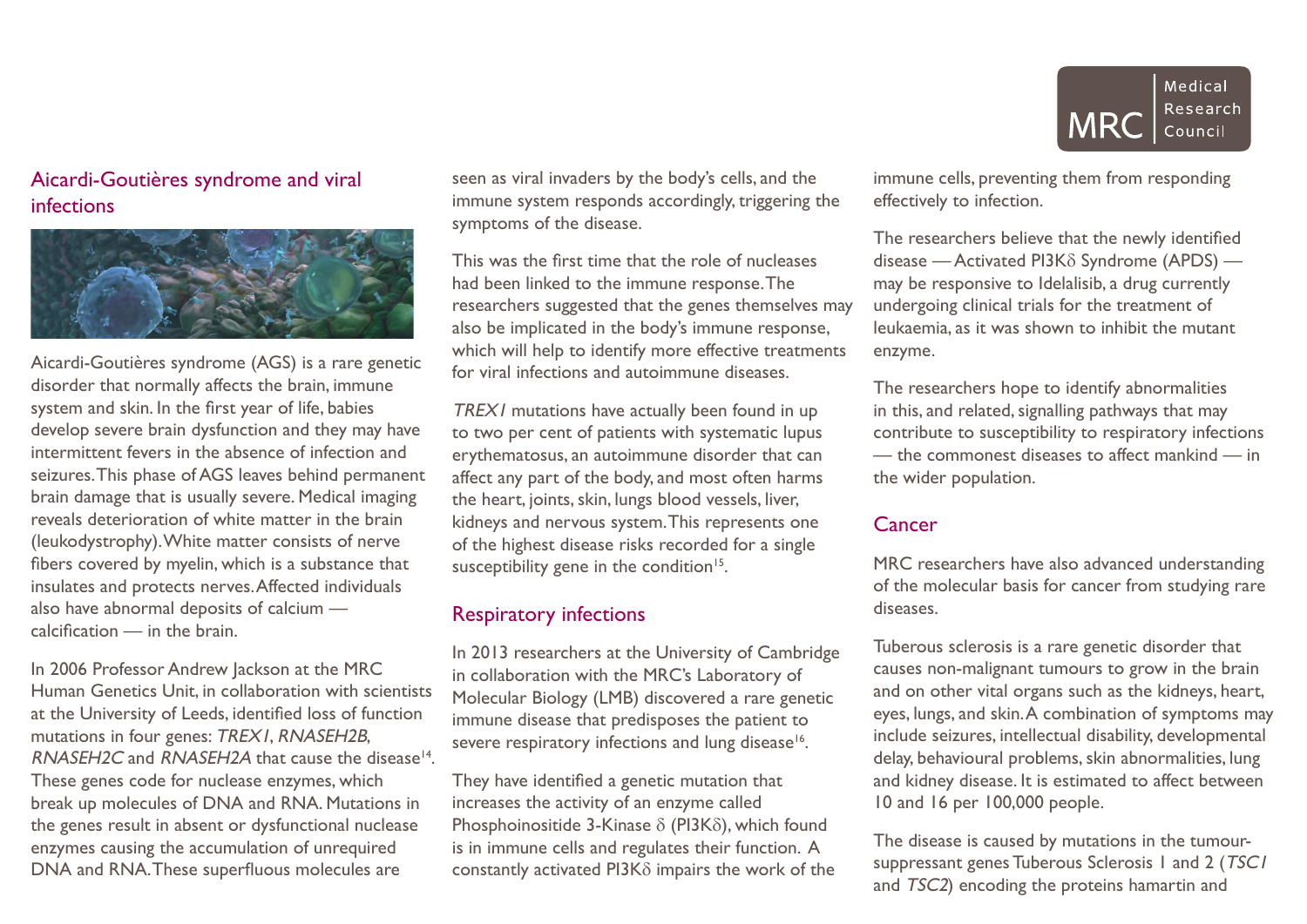## Aicardi-Goutières syndrome and viral infections

Aicardi-Goutières syndrome (AGS) is a rare genetic disorder that normally affects the brain, immune system and skin. In the first year of life, babies develop severe brain dysfunction and they may have intermittent fevers in the absence of infection and seizures. This phase of AGS leaves behind permanent brain damage that is usually severe. Medical imaging reveals deterioration of white matter in the brain (leukodystrophy). White matter consists of nerve fibers covered by myelin, which is a substance that insulates and protects nerves. Affected individuals also have abnormal deposits of calcium — calcification — in the brain.

In 2006 Professor Andrew Jackson at the MRC Human Genetics Unit, in collaboration with scientists at the University of Leeds, identified loss of function mutations in four genes: *TREX1*, *RNASEH2B*, *RNASEH2C* and *RNASEH2A* that cause the disease[14]. These genes code for nuclease enzymes, which break up molecules of DNA and RNA. Mutations in the genes result in absent or dysfunctional nuclease enzymes causing the accumulation of unrequired DNA and RNA. These superfluous molecules are seen as viral invaders by the body's cells, and the immune system responds accordingly, triggering the symptoms of the disease.

This was the first time that the role of nucleases had been linked to the immune response. The researchers suggested that the genes themselves may also be implicated in the body's immune response, which will help to identify more effective treatments for viral infections and autoimmune diseases.

*TREX1* mutations have actually been found in up to two per cent of patients with systematic lupus erythematosus, an autoimmune disorder that can affect any part of the body, and most often harms the heart, joints, skin, lungs blood vessels, liver, kidneys and nervous system. This represents one of the highest disease risks recorded for a single susceptibility gene in the condition[15].

## Respiratory infections

In 2013 researchers at the University of Cambridge in collaboration with the MRC's Laboratory of Molecular Biology (LMB) discovered a rare genetic immune disease that predisposes the patient to severe respiratory infections and lung disease[16].

They have identified a genetic mutation that increases the activity of an enzyme called Phosphoinositide 3-Kinase $\delta$ (PI3K$\delta$), which found is in immune cells and regulates their function. A constantly activated PI3K$\delta$ impairs the work of the immune cells, preventing them from responding effectively to infection.

The researchers believe that the newly identified disease — Activated PI3K$\delta$ Syndrome (APDS) — may be responsive to Idelalisib, a drug currently undergoing clinical trials for the treatment of leukaemia, as it was shown to inhibit the mutant enzyme.

The researchers hope to identify abnormalities in this, and related, signalling pathways that may contribute to susceptibility to respiratory infections — the commonest diseases to affect mankind — in the wider population.

## Cancer

MRC researchers have also advanced understanding of the molecular basis for cancer from studying rare diseases.

Tuberous sclerosis is a rare genetic disorder that causes non-malignant tumours to grow in the brain and on other vital organs such as the kidneys, heart, eyes, lungs, and skin. A combination of symptoms may include seizures, intellectual disability, developmental delay, behavioural problems, skin abnormalities, lung and kidney disease. It is estimated to affect between 10 and 16 per 100,000 people.

The disease is caused by mutations in the tumour-suppressant genes Tuberous Sclerosis 1 and 2 (*TSC1* and *TSC2*) encoding the proteins hamartin and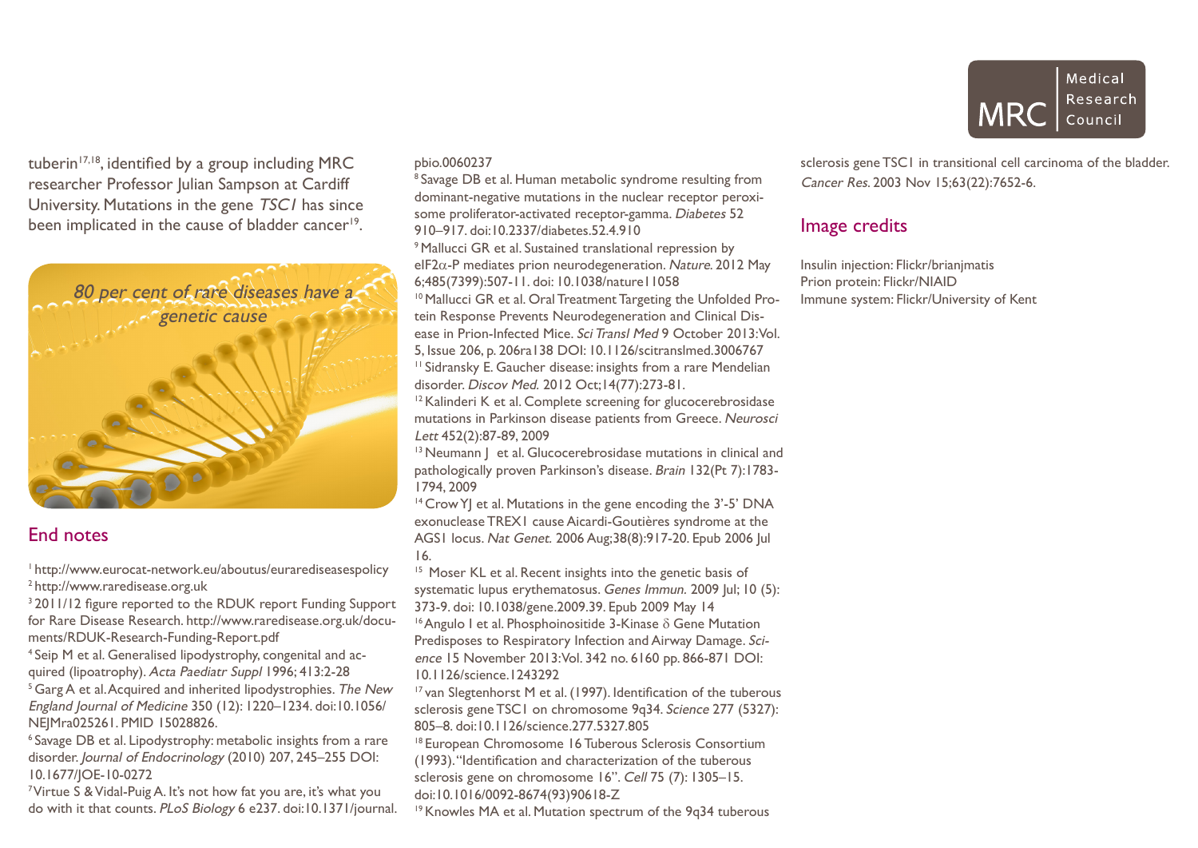tuberin[17,18], identified by a group including MRC researcher Professor Julian Sampson at Cardiff University. Mutations in the gene *TSC1* has since been implicated in the cause of bladder cancer[19].

*80 per cent of rare diseases have a genetic cause*

## End notes

[1] http://www.eurocat-network.eu/aboutus/eurarediseasespolicy
[2] http://www.raredisease.org.uk
[3] 2011/12 figure reported to the RDUK report Funding Support for Rare Disease Research. http://www.raredisease.org.uk/documents/RDUK-Research-Funding-Report.pdf
[4] Seip M et al. Generalised lipodystrophy, congenital and acquired (lipoatrophy). *Acta Paediatr Suppl* 1996; 413:2-28
[5] Garg A et al. Acquired and inherited lipodystrophies. *The New England Journal of Medicine* 350 (12): 1220–1234. doi:10.1056/NEJMra025261. PMID 15028826.
[6] Savage DB et al. Lipodystrophy: metabolic insights from a rare disorder. *Journal of Endocrinology* (2010) 207, 245–255 DOI: 10.1677/JOE-10-0272
[7] Virtue S & Vidal-Puig A. It's not how fat you are, it's what you do with it that counts. *PLoS Biology* 6 e237. doi:10.1371/journal.pbio.0060237
[8] Savage DB et al. Human metabolic syndrome resulting from dominant-negative mutations in the nuclear receptor peroxisome proliferator-activated receptor-gamma. *Diabetes* 52 910–917. doi:10.2337/diabetes.52.4.910
[9] Mallucci GR et al. Sustained translational repression by eIF2$\alpha$-P mediates prion neurodegeneration. *Nature*. 2012 May 6;485(7399):507-11. doi: 10.1038/nature11058
[10] Mallucci GR et al. Oral Treatment Targeting the Unfolded Protein Response Prevents Neurodegeneration and Clinical Disease in Prion-Infected Mice. *Sci Transl Med* 9 October 2013:Vol. 5, Issue 206, p. 206ra138 DOI: 10.1126/scitranslmed.3006767
[11] Sidransky E. Gaucher disease: insights from a rare Mendelian disorder. *Discov Med.* 2012 Oct;14(77):273-81.
[12] Kalinderi K et al. Complete screening for glucocerebrosidase mutations in Parkinson disease patients from Greece. *Neurosci Lett* 452(2):87-89, 2009
[13] Neumann J et al. Glucocerebrosidase mutations in clinical and pathologically proven Parkinson's disease. *Brain* 132(Pt 7):1783-1794, 2009
[14] Crow YJ et al. Mutations in the gene encoding the 3'-5' DNA exonuclease TREX1 cause Aicardi-Goutières syndrome at the AGS1 locus. *Nat Genet.* 2006 Aug;38(8):917-20. Epub 2006 Jul 16.
[15] Moser KL et al. Recent insights into the genetic basis of systematic lupus erythematosus. *Genes Immun.* 2009 Jul; 10 (5): 373-9. doi: 10.1038/gene.2009.39. Epub 2009 May 14
[16] Angulo I et al. Phosphoinositide 3-Kinase $\delta$ Gene Mutation Predisposes to Respiratory Infection and Airway Damage. *Science* 15 November 2013:Vol. 342 no. 6160 pp. 866-871 DOI: 10.1126/science.1243292
[17] van Slegtenhorst M et al. (1997). Identification of the tuberous sclerosis gene TSC1 on chromosome 9q34. *Science* 277 (5327): 805–8. doi:10.1126/science.277.5327.805
[18] European Chromosome 16 Tuberous Sclerosis Consortium (1993). "Identification and characterization of the tuberous sclerosis gene on chromosome 16". *Cell* 75 (7): 1305–15. doi:10.1016/0092-8674(93)90618-Z
[19] Knowles MA et al. Mutation spectrum of the 9q34 tuberous sclerosis gene TSC1 in transitional cell carcinoma of the bladder. *Cancer Res.* 2003 Nov 15;63(22):7652-6.

## Image credits

Insulin injection: Flickr/brianjmatis
Prion protein: Flickr/NIAID
Immune system: Flickr/University of Kent